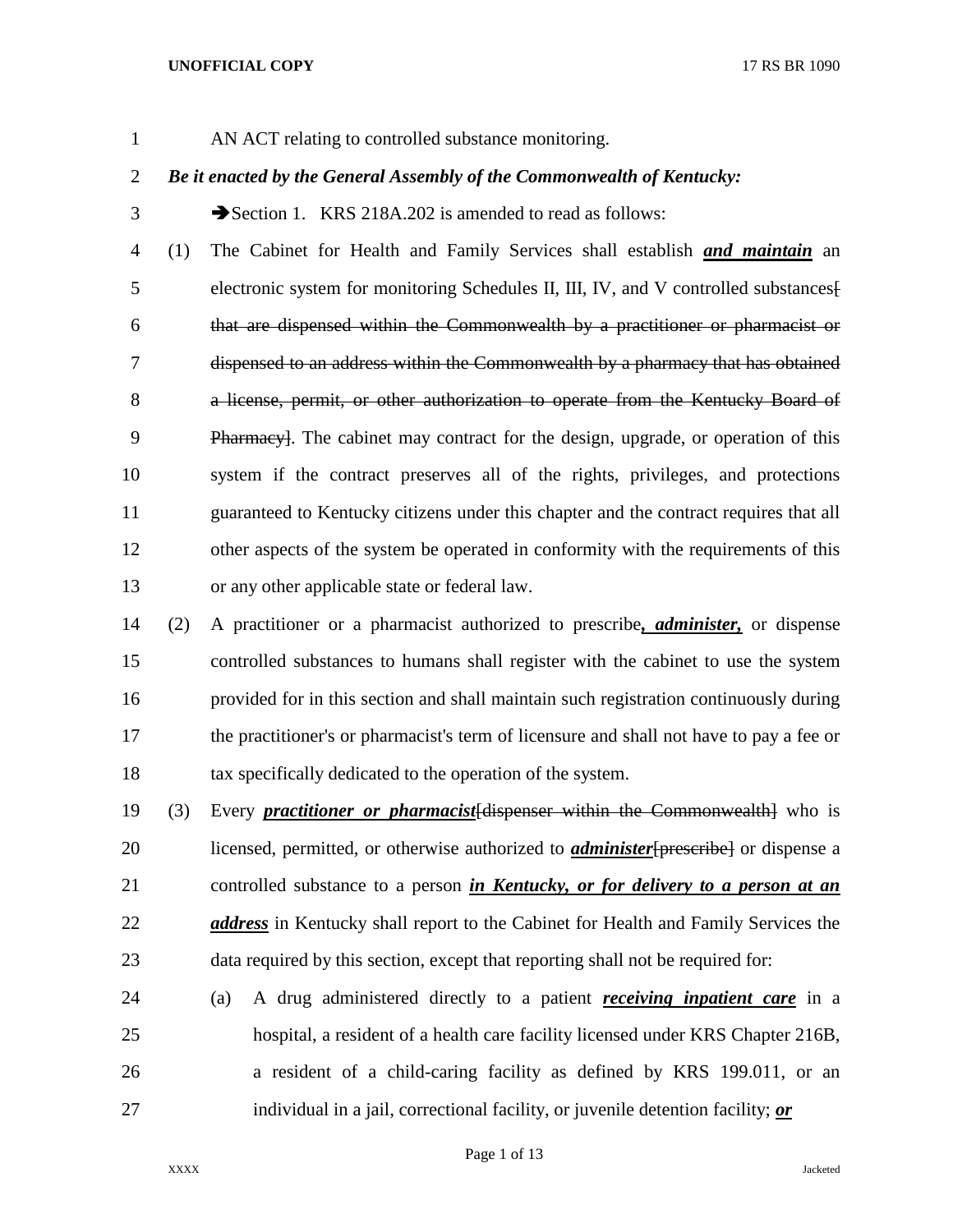AN ACT relating to controlled substance monitoring.

***Be it enacted by the General Assembly of the Commonwealth of Kentucky:***

➔Section 1. KRS 218A.202 is amended to read as follows:

(1) The Cabinet for Health and Family Services shall establish ***and maintain*** an electronic system for monitoring Schedules II, III, IV, and V controlled substances~~[ that are dispensed within the Commonwealth by a practitioner or pharmacist or dispensed to an address within the Commonwealth by a pharmacy that has obtained a license, permit, or other authorization to operate from the Kentucky Board of Pharmacy]~~. The cabinet may contract for the design, upgrade, or operation of this system if the contract preserves all of the rights, privileges, and protections guaranteed to Kentucky citizens under this chapter and the contract requires that all other aspects of the system be operated in conformity with the requirements of this or any other applicable state or federal law.

(2) A practitioner or a pharmacist authorized to prescribe***, administer,*** or dispense controlled substances to humans shall register with the cabinet to use the system provided for in this section and shall maintain such registration continuously during the practitioner's or pharmacist's term of licensure and shall not have to pay a fee or tax specifically dedicated to the operation of the system.

(3) Every ***practitioner or pharmacist***~~[dispenser within the Commonwealth]~~ who is licensed, permitted, or otherwise authorized to ***administer***~~[prescribe]~~ or dispense a controlled substance to a person ***in Kentucky, or for delivery to a person at an address*** in Kentucky shall report to the Cabinet for Health and Family Services the data required by this section, except that reporting shall not be required for:

(a) A drug administered directly to a patient ***receiving inpatient care*** in a hospital, a resident of a health care facility licensed under KRS Chapter 216B, a resident of a child-caring facility as defined by KRS 199.011, or an individual in a jail, correctional facility, or juvenile detention facility; ***or***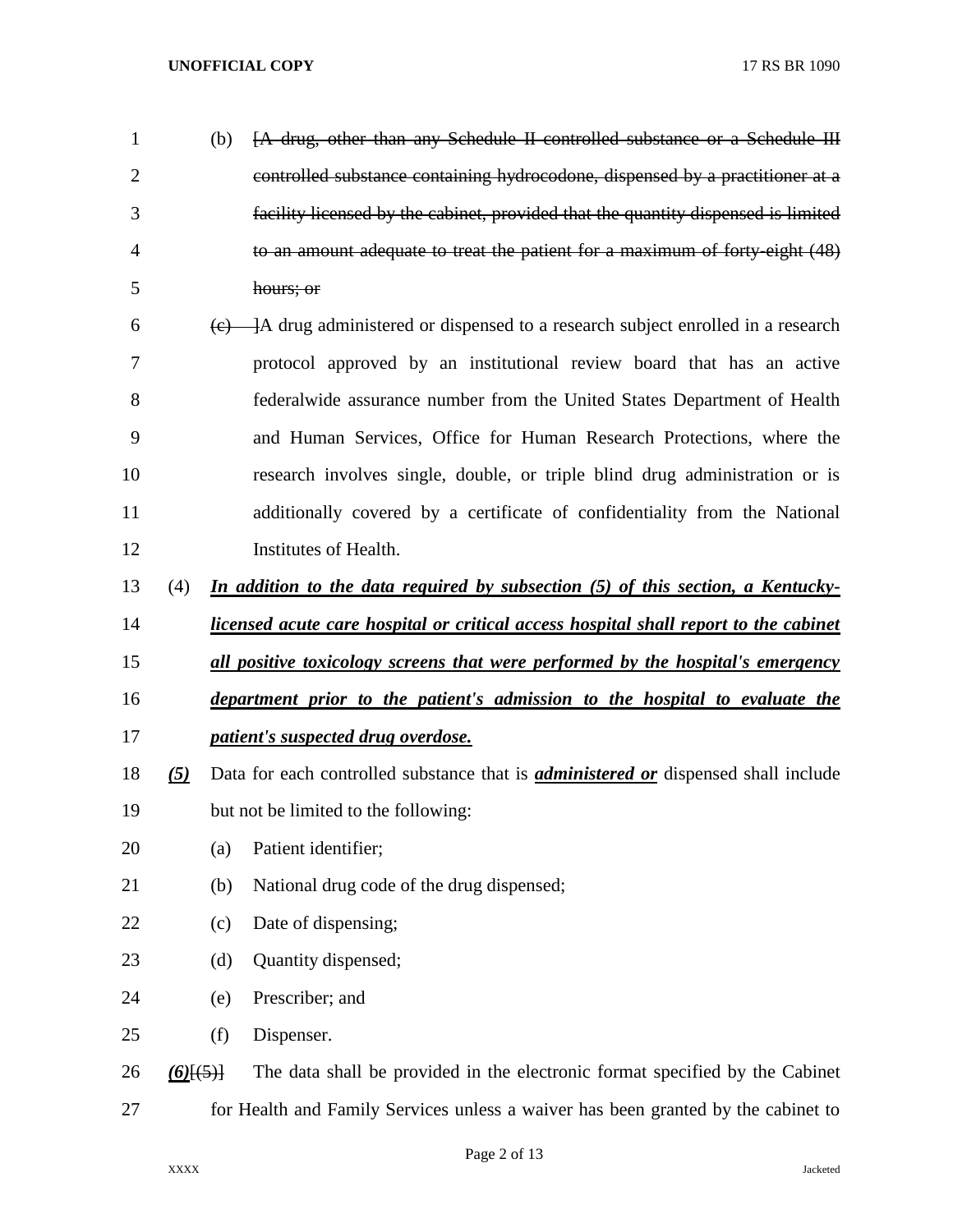(b) [~~A drug, other than any Schedule II controlled substance or a Schedule III controlled substance containing hydrocodone, dispensed by a practitioner at a facility licensed by the cabinet, provided that the quantity dispensed is limited to an amount adequate to treat the patient for a maximum of forty-eight (48) hours; or~~

~~(c)~~ ]A drug administered or dispensed to a research subject enrolled in a research protocol approved by an institutional review board that has an active federalwide assurance number from the United States Department of Health and Human Services, Office for Human Research Protections, where the research involves single, double, or triple blind drug administration or is additionally covered by a certificate of confidentiality from the National Institutes of Health.

(4) ***In addition to the data required by subsection (5) of this section, a Kentucky-licensed acute care hospital or critical access hospital shall report to the cabinet all positive toxicology screens that were performed by the hospital's emergency department prior to the patient's admission to the hospital to evaluate the patient's suspected drug overdose.***

***(5)*** Data for each controlled substance that is ***administered or*** dispensed shall include but not be limited to the following:

(a) Patient identifier;

(b) National drug code of the drug dispensed;

(c) Date of dispensing;

(d) Quantity dispensed;

(e) Prescriber; and

(f) Dispenser.

***(6)***[~~(5)~~] The data shall be provided in the electronic format specified by the Cabinet for Health and Family Services unless a waiver has been granted by the cabinet to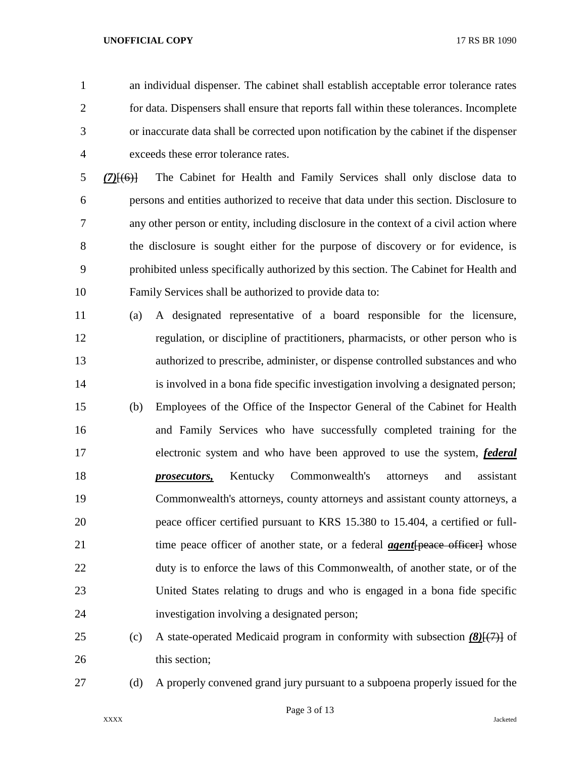an individual dispenser. The cabinet shall establish acceptable error tolerance rates for data. Dispensers shall ensure that reports fall within these tolerances. Incomplete or inaccurate data shall be corrected upon notification by the cabinet if the dispenser exceeds these error tolerance rates.

***(7)***~~[(6)]~~ The Cabinet for Health and Family Services shall only disclose data to persons and entities authorized to receive that data under this section. Disclosure to any other person or entity, including disclosure in the context of a civil action where the disclosure is sought either for the purpose of discovery or for evidence, is prohibited unless specifically authorized by this section. The Cabinet for Health and Family Services shall be authorized to provide data to:

(a) A designated representative of a board responsible for the licensure, regulation, or discipline of practitioners, pharmacists, or other person who is authorized to prescribe, administer, or dispense controlled substances and who is involved in a bona fide specific investigation involving a designated person;

(b) Employees of the Office of the Inspector General of the Cabinet for Health and Family Services who have successfully completed training for the electronic system and who have been approved to use the system, ***<u>federal prosecutors,</u>*** Kentucky Commonwealth's attorneys and assistant Commonwealth's attorneys, county attorneys and assistant county attorneys, a peace officer certified pursuant to KRS 15.380 to 15.404, a certified or full-time peace officer of another state, or a federal ***<u>agent</u>***~~[peace officer]~~ whose duty is to enforce the laws of this Commonwealth, of another state, or of the United States relating to drugs and who is engaged in a bona fide specific investigation involving a designated person;

(c) A state-operated Medicaid program in conformity with subsection ***(8)***~~[(7)]~~ of this section;

(d) A properly convened grand jury pursuant to a subpoena properly issued for the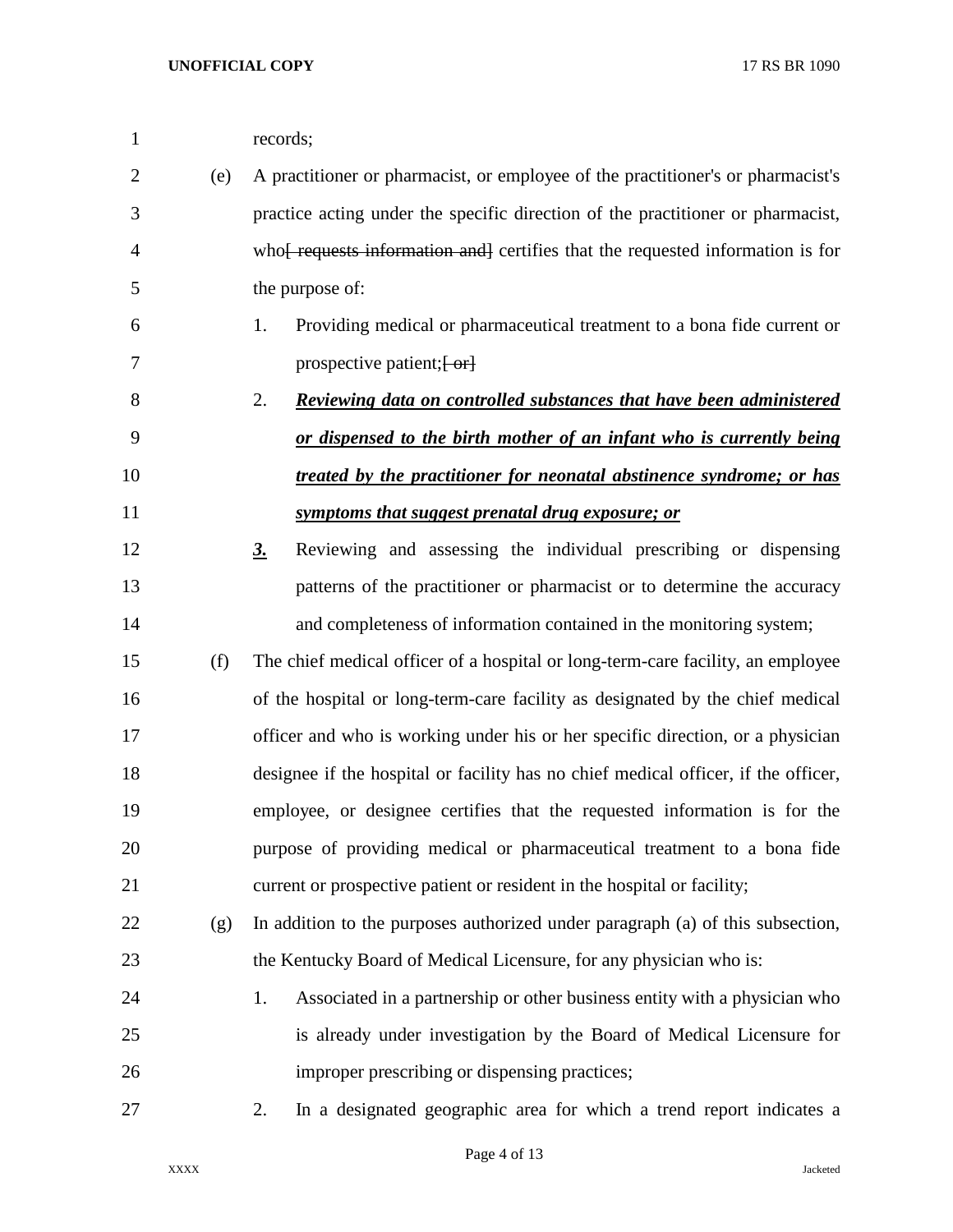records;

(e) A practitioner or pharmacist, or employee of the practitioner's or pharmacist's practice acting under the specific direction of the practitioner or pharmacist, who~~[ requests information and]~~ certifies that the requested information is for the purpose of:

1. Providing medical or pharmaceutical treatment to a bona fide current or prospective patient;~~[ or]~~
2. ***Reviewing data on controlled substances that have been administered or dispensed to the birth mother of an infant who is currently being treated by the practitioner for neonatal abstinence syndrome; or has symptoms that suggest prenatal drug exposure; or***
3. Reviewing and assessing the individual prescribing or dispensing patterns of the practitioner or pharmacist or to determine the accuracy and completeness of information contained in the monitoring system;

(f) The chief medical officer of a hospital or long-term-care facility, an employee of the hospital or long-term-care facility as designated by the chief medical officer and who is working under his or her specific direction, or a physician designee if the hospital or facility has no chief medical officer, if the officer, employee, or designee certifies that the requested information is for the purpose of providing medical or pharmaceutical treatment to a bona fide current or prospective patient or resident in the hospital or facility;

(g) In addition to the purposes authorized under paragraph (a) of this subsection, the Kentucky Board of Medical Licensure, for any physician who is:

1. Associated in a partnership or other business entity with a physician who is already under investigation by the Board of Medical Licensure for improper prescribing or dispensing practices;
2. In a designated geographic area for which a trend report indicates a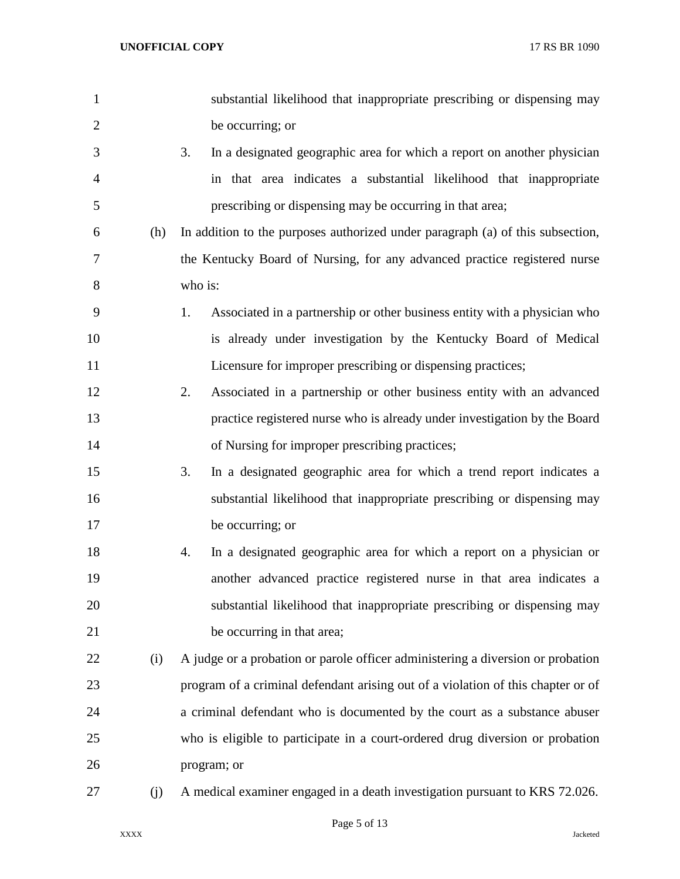substantial likelihood that inappropriate prescribing or dispensing may be occurring; or

3. In a designated geographic area for which a report on another physician in that area indicates a substantial likelihood that inappropriate prescribing or dispensing may be occurring in that area;

(h) In addition to the purposes authorized under paragraph (a) of this subsection, the Kentucky Board of Nursing, for any advanced practice registered nurse who is:

1. Associated in a partnership or other business entity with a physician who is already under investigation by the Kentucky Board of Medical Licensure for improper prescribing or dispensing practices;

2. Associated in a partnership or other business entity with an advanced practice registered nurse who is already under investigation by the Board of Nursing for improper prescribing practices;

3. In a designated geographic area for which a trend report indicates a substantial likelihood that inappropriate prescribing or dispensing may be occurring; or

4. In a designated geographic area for which a report on a physician or another advanced practice registered nurse in that area indicates a substantial likelihood that inappropriate prescribing or dispensing may be occurring in that area;

(i) A judge or a probation or parole officer administering a diversion or probation program of a criminal defendant arising out of a violation of this chapter or of a criminal defendant who is documented by the court as a substance abuser who is eligible to participate in a court-ordered drug diversion or probation program; or

(j) A medical examiner engaged in a death investigation pursuant to KRS 72.026.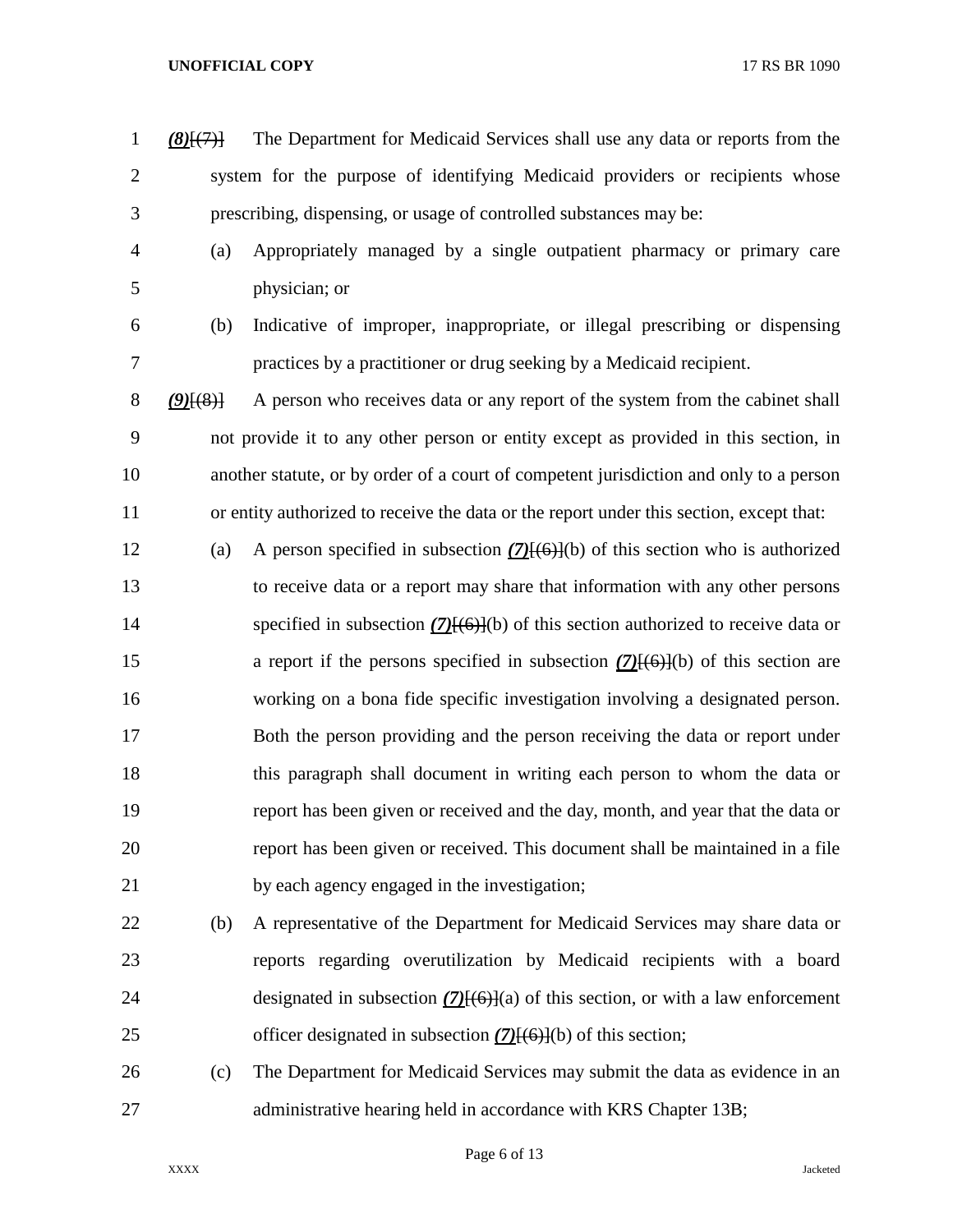*(8)*[(7)] The Department for Medicaid Services shall use any data or reports from the system for the purpose of identifying Medicaid providers or recipients whose prescribing, dispensing, or usage of controlled substances may be:

(a) Appropriately managed by a single outpatient pharmacy or primary care physician; or

(b) Indicative of improper, inappropriate, or illegal prescribing or dispensing practices by a practitioner or drug seeking by a Medicaid recipient.

*(9)*[(8)] A person who receives data or any report of the system from the cabinet shall not provide it to any other person or entity except as provided in this section, in another statute, or by order of a court of competent jurisdiction and only to a person or entity authorized to receive the data or the report under this section, except that:

(a) A person specified in subsection *(7)*[(6)](b) of this section who is authorized to receive data or a report may share that information with any other persons specified in subsection *(7)*[(6)](b) of this section authorized to receive data or a report if the persons specified in subsection *(7)*[(6)](b) of this section are working on a bona fide specific investigation involving a designated person. Both the person providing and the person receiving the data or report under this paragraph shall document in writing each person to whom the data or report has been given or received and the day, month, and year that the data or report has been given or received. This document shall be maintained in a file by each agency engaged in the investigation;

(b) A representative of the Department for Medicaid Services may share data or reports regarding overutilization by Medicaid recipients with a board designated in subsection *(7)*[(6)](a) of this section, or with a law enforcement officer designated in subsection *(7)*[(6)](b) of this section;

(c) The Department for Medicaid Services may submit the data as evidence in an administrative hearing held in accordance with KRS Chapter 13B;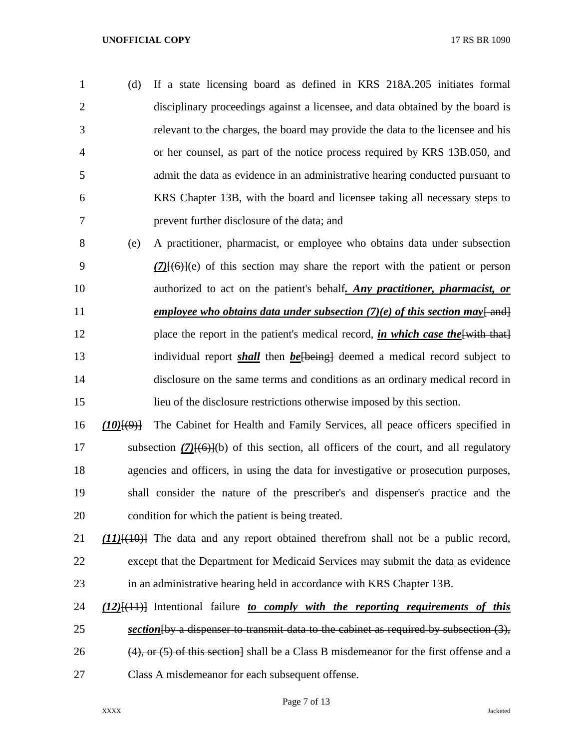(d) If a state licensing board as defined in KRS 218A.205 initiates formal disciplinary proceedings against a licensee, and data obtained by the board is relevant to the charges, the board may provide the data to the licensee and his or her counsel, as part of the notice process required by KRS 13B.050, and admit the data as evidence in an administrative hearing conducted pursuant to KRS Chapter 13B, with the board and licensee taking all necessary steps to prevent further disclosure of the data; and

(e) A practitioner, pharmacist, or employee who obtains data under subsection ***(7)***~~[(6)]~~(e) of this section may share the report with the patient or person authorized to act on the patient's behalf***. Any practitioner, pharmacist, or employee who obtains data under subsection (7)(e) of this section may***~~[ and]~~ place the report in the patient's medical record, ***in which case the***~~[with that]~~ individual report ***shall*** then ***be***~~[being]~~ deemed a medical record subject to disclosure on the same terms and conditions as an ordinary medical record in lieu of the disclosure restrictions otherwise imposed by this section.

***(10)***~~[(9)]~~ The Cabinet for Health and Family Services, all peace officers specified in subsection ***(7)***~~[(6)]~~(b) of this section, all officers of the court, and all regulatory agencies and officers, in using the data for investigative or prosecution purposes, shall consider the nature of the prescriber's and dispenser's practice and the condition for which the patient is being treated.

***(11)***~~[(10)]~~ The data and any report obtained therefrom shall not be a public record, except that the Department for Medicaid Services may submit the data as evidence in an administrative hearing held in accordance with KRS Chapter 13B.

***(12)***~~[(11)]~~ Intentional failure ***to comply with the reporting requirements of this section***~~[by a dispenser to transmit data to the cabinet as required by subsection (3), (4), or (5) of this section]~~ shall be a Class B misdemeanor for the first offense and a Class A misdemeanor for each subsequent offense.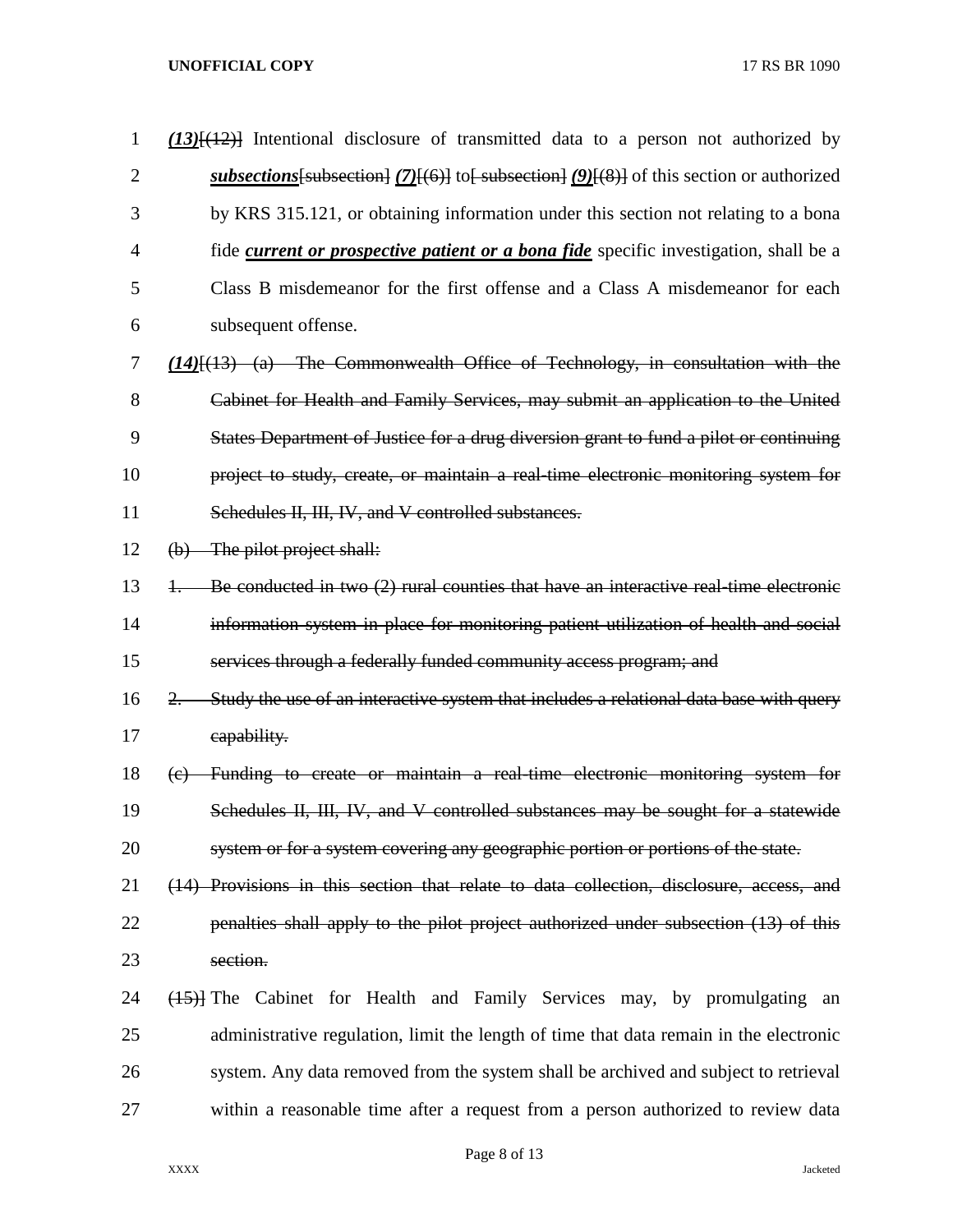*(13)*[(12)] Intentional disclosure of transmitted data to a person not authorized by ***subsections***[subsection] *(7)*[(6)] to[ subsection] *(9)*[(8)] of this section or authorized by KRS 315.121, or obtaining information under this section not relating to a bona fide ***current or prospective patient or a bona fide*** specific investigation, shall be a Class B misdemeanor for the first offense and a Class A misdemeanor for each subsequent offense.

*(14)*[(13) (a) The Commonwealth Office of Technology, in consultation with the Cabinet for Health and Family Services, may submit an application to the United States Department of Justice for a drug diversion grant to fund a pilot or continuing project to study, create, or maintain a real-time electronic monitoring system for Schedules II, III, IV, and V controlled substances.

(b) The pilot project shall:

1. Be conducted in two (2) rural counties that have an interactive real-time electronic information system in place for monitoring patient utilization of health and social services through a federally funded community access program; and

2. Study the use of an interactive system that includes a relational data base with query capability.

(c) Funding to create or maintain a real-time electronic monitoring system for Schedules II, III, IV, and V controlled substances may be sought for a statewide system or for a system covering any geographic portion or portions of the state.

(14) Provisions in this section that relate to data collection, disclosure, access, and penalties shall apply to the pilot project authorized under subsection (13) of this section.

(15)] The Cabinet for Health and Family Services may, by promulgating an administrative regulation, limit the length of time that data remain in the electronic system. Any data removed from the system shall be archived and subject to retrieval within a reasonable time after a request from a person authorized to review data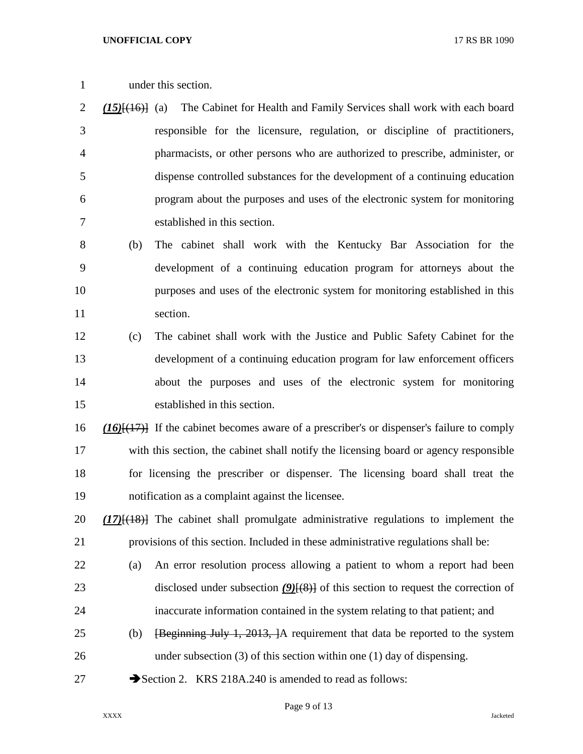under this section.

*(15)*~~[(16)]~~ (a) The Cabinet for Health and Family Services shall work with each board responsible for the licensure, regulation, or discipline of practitioners, pharmacists, or other persons who are authorized to prescribe, administer, or dispense controlled substances for the development of a continuing education program about the purposes and uses of the electronic system for monitoring established in this section.

(b) The cabinet shall work with the Kentucky Bar Association for the development of a continuing education program for attorneys about the purposes and uses of the electronic system for monitoring established in this section.

(c) The cabinet shall work with the Justice and Public Safety Cabinet for the development of a continuing education program for law enforcement officers about the purposes and uses of the electronic system for monitoring established in this section.

*(16)*~~[(17)]~~ If the cabinet becomes aware of a prescriber's or dispenser's failure to comply with this section, the cabinet shall notify the licensing board or agency responsible for licensing the prescriber or dispenser. The licensing board shall treat the notification as a complaint against the licensee.

*(17)*~~[(18)]~~ The cabinet shall promulgate administrative regulations to implement the provisions of this section. Included in these administrative regulations shall be:

(a) An error resolution process allowing a patient to whom a report had been disclosed under subsection *(9)*~~[(8)]~~ of this section to request the correction of inaccurate information contained in the system relating to that patient; and

(b) ~~[Beginning July 1, 2013, ]~~A requirement that data be reported to the system under subsection (3) of this section within one (1) day of dispensing.

➔Section 2. KRS 218A.240 is amended to read as follows: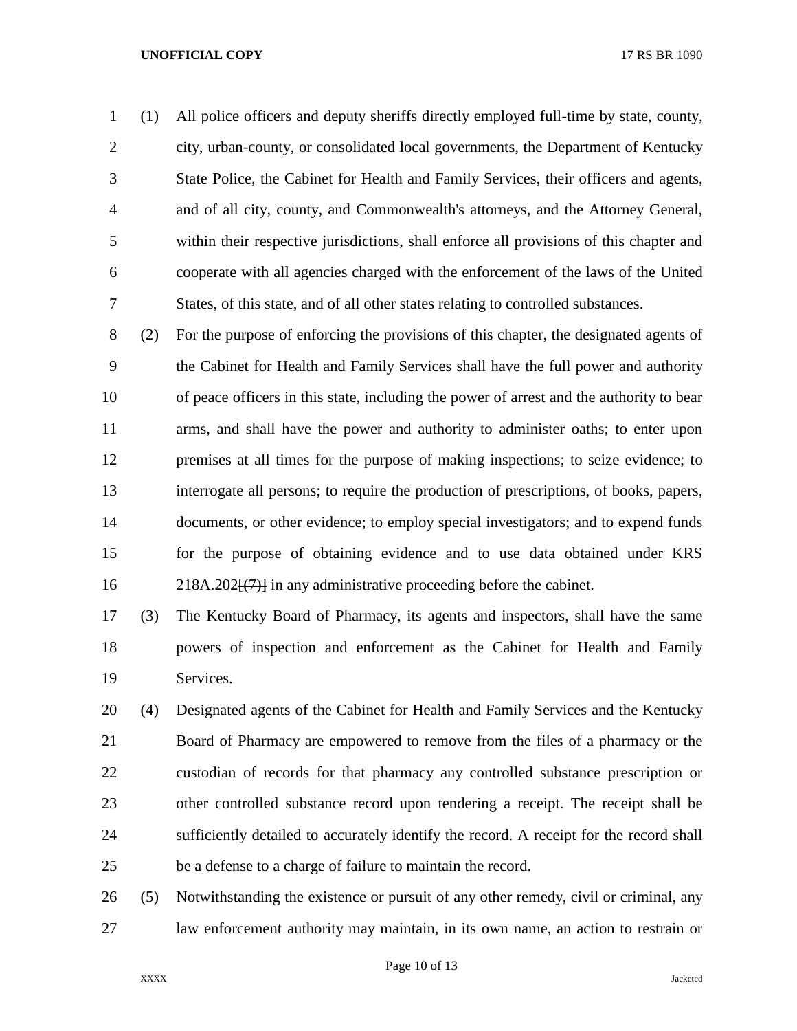(1) All police officers and deputy sheriffs directly employed full-time by state, county, city, urban-county, or consolidated local governments, the Department of Kentucky State Police, the Cabinet for Health and Family Services, their officers and agents, and of all city, county, and Commonwealth's attorneys, and the Attorney General, within their respective jurisdictions, shall enforce all provisions of this chapter and cooperate with all agencies charged with the enforcement of the laws of the United States, of this state, and of all other states relating to controlled substances.

(2) For the purpose of enforcing the provisions of this chapter, the designated agents of the Cabinet for Health and Family Services shall have the full power and authority of peace officers in this state, including the power of arrest and the authority to bear arms, and shall have the power and authority to administer oaths; to enter upon premises at all times for the purpose of making inspections; to seize evidence; to interrogate all persons; to require the production of prescriptions, of books, papers, documents, or other evidence; to employ special investigators; and to expend funds for the purpose of obtaining evidence and to use data obtained under KRS 218A.202~~[(7)]~~ in any administrative proceeding before the cabinet.

(3) The Kentucky Board of Pharmacy, its agents and inspectors, shall have the same powers of inspection and enforcement as the Cabinet for Health and Family Services.

(4) Designated agents of the Cabinet for Health and Family Services and the Kentucky Board of Pharmacy are empowered to remove from the files of a pharmacy or the custodian of records for that pharmacy any controlled substance prescription or other controlled substance record upon tendering a receipt. The receipt shall be sufficiently detailed to accurately identify the record. A receipt for the record shall be a defense to a charge of failure to maintain the record.

(5) Notwithstanding the existence or pursuit of any other remedy, civil or criminal, any law enforcement authority may maintain, in its own name, an action to restrain or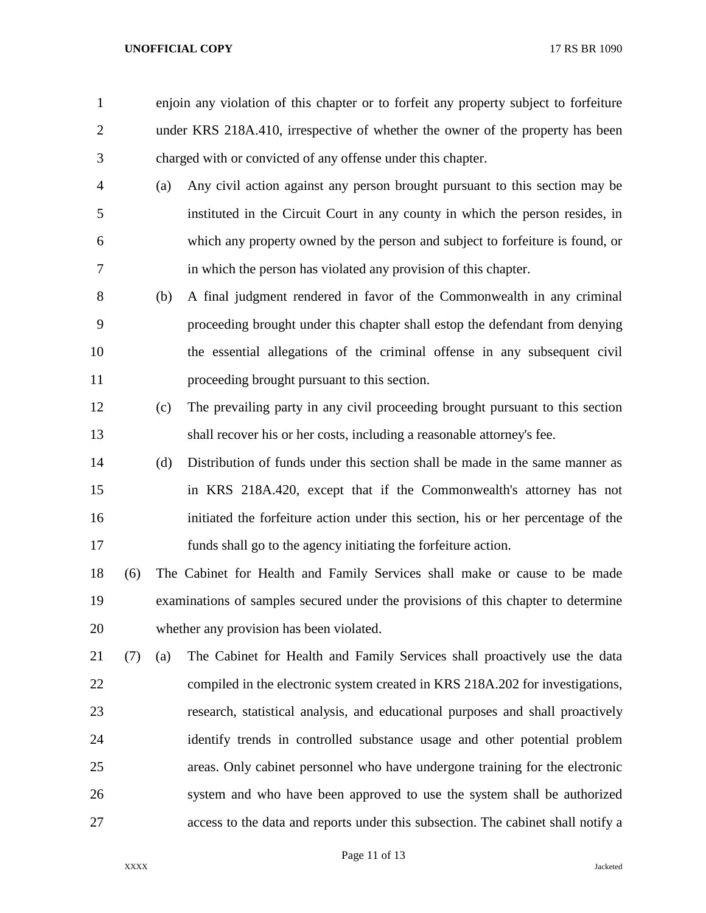enjoin any violation of this chapter or to forfeit any property subject to forfeiture under KRS 218A.410, irrespective of whether the owner of the property has been charged with or convicted of any offense under this chapter.

(a) Any civil action against any person brought pursuant to this section may be instituted in the Circuit Court in any county in which the person resides, in which any property owned by the person and subject to forfeiture is found, or in which the person has violated any provision of this chapter.

(b) A final judgment rendered in favor of the Commonwealth in any criminal proceeding brought under this chapter shall estop the defendant from denying the essential allegations of the criminal offense in any subsequent civil proceeding brought pursuant to this section.

(c) The prevailing party in any civil proceeding brought pursuant to this section shall recover his or her costs, including a reasonable attorney's fee.

(d) Distribution of funds under this section shall be made in the same manner as in KRS 218A.420, except that if the Commonwealth's attorney has not initiated the forfeiture action under this section, his or her percentage of the funds shall go to the agency initiating the forfeiture action.

(6) The Cabinet for Health and Family Services shall make or cause to be made examinations of samples secured under the provisions of this chapter to determine whether any provision has been violated.

(7) (a) The Cabinet for Health and Family Services shall proactively use the data compiled in the electronic system created in KRS 218A.202 for investigations, research, statistical analysis, and educational purposes and shall proactively identify trends in controlled substance usage and other potential problem areas. Only cabinet personnel who have undergone training for the electronic system and who have been approved to use the system shall be authorized access to the data and reports under this subsection. The cabinet shall notify a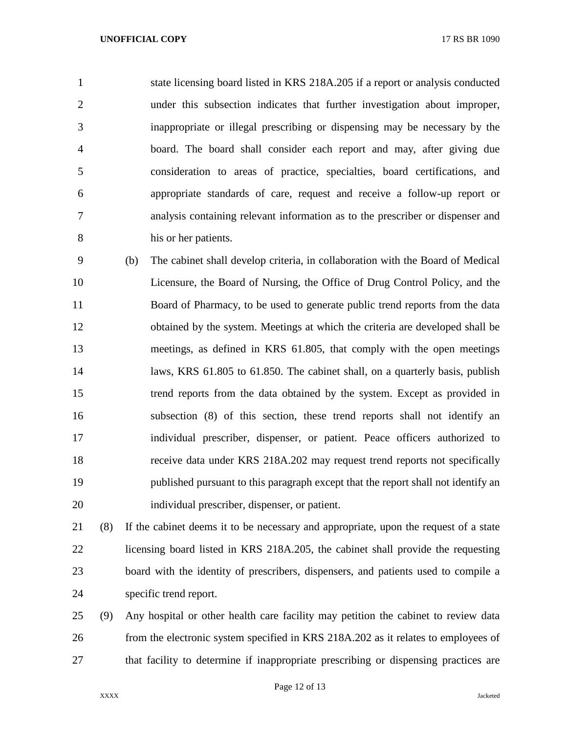state licensing board listed in KRS 218A.205 if a report or analysis conducted under this subsection indicates that further investigation about improper, inappropriate or illegal prescribing or dispensing may be necessary by the board. The board shall consider each report and may, after giving due consideration to areas of practice, specialties, board certifications, and appropriate standards of care, request and receive a follow-up report or analysis containing relevant information as to the prescriber or dispenser and his or her patients.

(b) The cabinet shall develop criteria, in collaboration with the Board of Medical Licensure, the Board of Nursing, the Office of Drug Control Policy, and the Board of Pharmacy, to be used to generate public trend reports from the data obtained by the system. Meetings at which the criteria are developed shall be meetings, as defined in KRS 61.805, that comply with the open meetings laws, KRS 61.805 to 61.850. The cabinet shall, on a quarterly basis, publish trend reports from the data obtained by the system. Except as provided in subsection (8) of this section, these trend reports shall not identify an individual prescriber, dispenser, or patient. Peace officers authorized to receive data under KRS 218A.202 may request trend reports not specifically published pursuant to this paragraph except that the report shall not identify an individual prescriber, dispenser, or patient.

(8) If the cabinet deems it to be necessary and appropriate, upon the request of a state licensing board listed in KRS 218A.205, the cabinet shall provide the requesting board with the identity of prescribers, dispensers, and patients used to compile a specific trend report.

(9) Any hospital or other health care facility may petition the cabinet to review data from the electronic system specified in KRS 218A.202 as it relates to employees of that facility to determine if inappropriate prescribing or dispensing practices are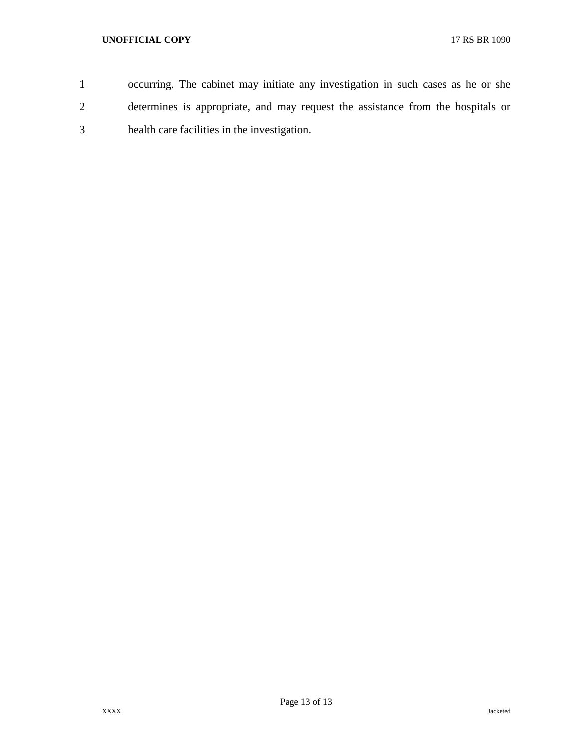occurring. The cabinet may initiate any investigation in such cases as he or she determines is appropriate, and may request the assistance from the hospitals or health care facilities in the investigation.